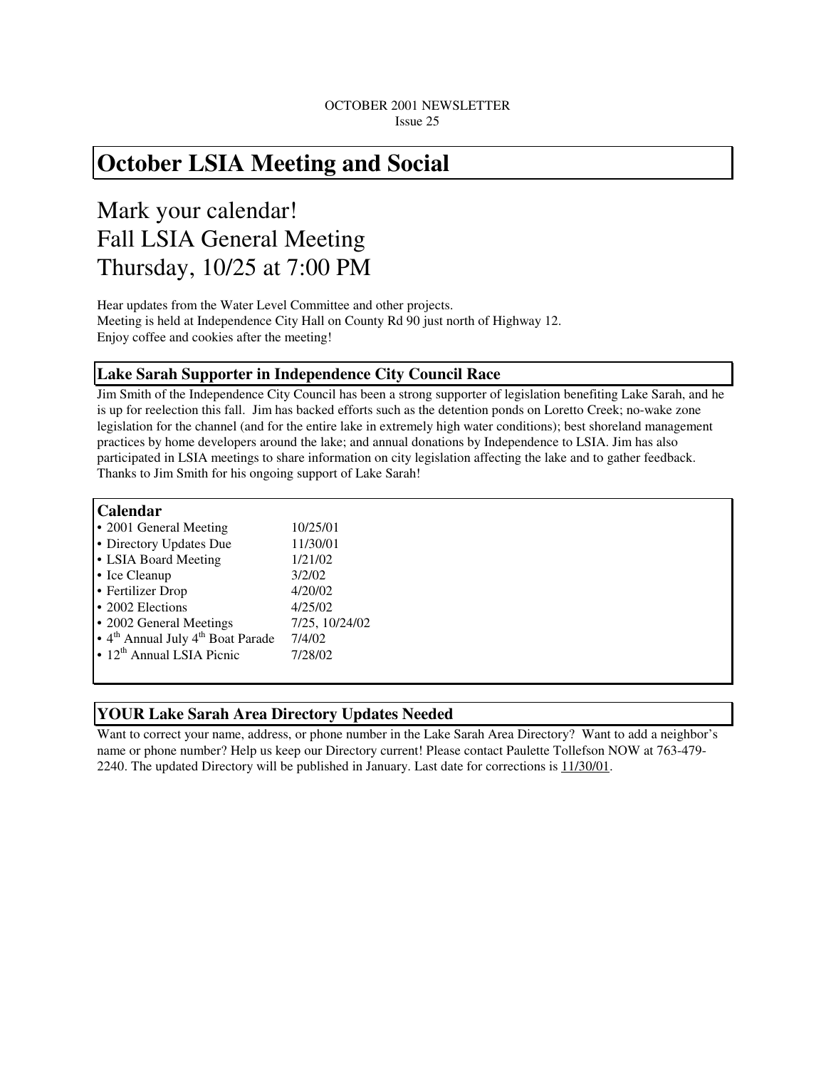OCTOBER 2001 NEWSLETTER
Issue 25

# October LSIA Meeting and Social

## Mark your calendar!
## Fall LSIA General Meeting
## Thursday, 10/25 at 7:00 PM

Hear updates from the Water Level Committee and other projects.
Meeting is held at Independence City Hall on County Rd 90 just north of Highway 12.
Enjoy coffee and cookies after the meeting!

### Lake Sarah Supporter in Independence City Council Race

Jim Smith of the Independence City Council has been a strong supporter of legislation benefiting Lake Sarah, and he is up for reelection this fall. Jim has backed efforts such as the detention ponds on Loretto Creek; no-wake zone legislation for the channel (and for the entire lake in extremely high water conditions); best shoreland management practices by home developers around the lake; and annual donations by Independence to LSIA. Jim has also participated in LSIA meetings to share information on city legislation affecting the lake and to gather feedback. Thanks to Jim Smith for his ongoing support of Lake Sarah!

### Calendar

| Event | Date |
| --- | --- |
| 2001 General Meeting | 10/25/01 |
| Directory Updates Due | 11/30/01 |
| LSIA Board Meeting | 1/21/02 |
| Ice Cleanup | 3/2/02 |
| Fertilizer Drop | 4/20/02 |
| 2002 Elections | 4/25/02 |
| 2002 General Meetings | 7/25, 10/24/02 |
| 4th Annual July 4th Boat Parade | 7/4/02 |
| 12th Annual LSIA Picnic | 7/28/02 |

### YOUR Lake Sarah Area Directory Updates Needed

Want to correct your name, address, or phone number in the Lake Sarah Area Directory? Want to add a neighbor's name or phone number? Help us keep our Directory current! Please contact Paulette Tollefson NOW at 763-479-2240. The updated Directory will be published in January. Last date for corrections is 11/30/01.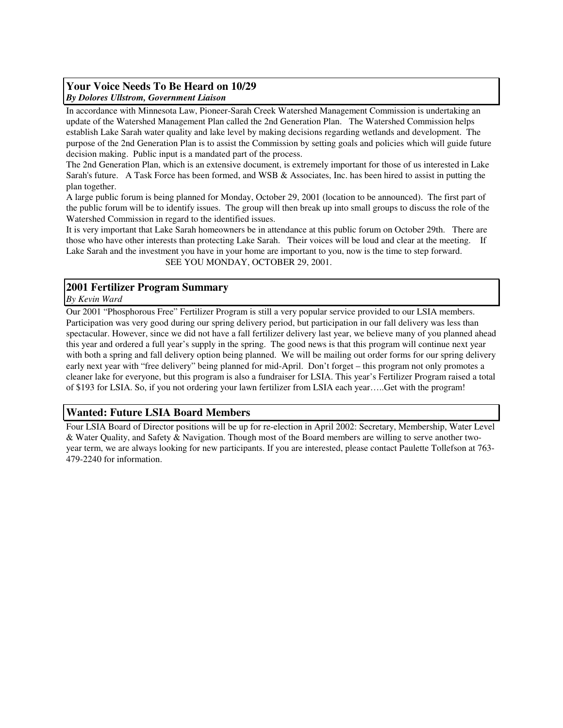## Your Voice Needs To Be Heard on 10/29

***By Dolores Ullstrom, Government Liaison***

In accordance with Minnesota Law, Pioneer-Sarah Creek Watershed Management Commission is undertaking an update of the Watershed Management Plan called the 2nd Generation Plan. The Watershed Commission helps establish Lake Sarah water quality and lake level by making decisions regarding wetlands and development. The purpose of the 2nd Generation Plan is to assist the Commission by setting goals and policies which will guide future decision making. Public input is a mandated part of the process.

The 2nd Generation Plan, which is an extensive document, is extremely important for those of us interested in Lake Sarah's future. A Task Force has been formed, and WSB & Associates, Inc. has been hired to assist in putting the plan together.

A large public forum is being planned for Monday, October 29, 2001 (location to be announced). The first part of the public forum will be to identify issues. The group will then break up into small groups to discuss the role of the Watershed Commission in regard to the identified issues.

It is very important that Lake Sarah homeowners be in attendance at this public forum on October 29th. There are those who have other interests than protecting Lake Sarah. Their voices will be loud and clear at the meeting. If Lake Sarah and the investment you have in your home are important to you, now is the time to step forward.

SEE YOU MONDAY, OCTOBER 29, 2001.

## 2001 Fertilizer Program Summary

*By Kevin Ward*

Our 2001 "Phosphorous Free" Fertilizer Program is still a very popular service provided to our LSIA members. Participation was very good during our spring delivery period, but participation in our fall delivery was less than spectacular. However, since we did not have a fall fertilizer delivery last year, we believe many of you planned ahead this year and ordered a full year's supply in the spring. The good news is that this program will continue next year with both a spring and fall delivery option being planned. We will be mailing out order forms for our spring delivery early next year with "free delivery" being planned for mid-April. Don't forget – this program not only promotes a cleaner lake for everyone, but this program is also a fundraiser for LSIA. This year's Fertilizer Program raised a total of $193 for LSIA. So, if you not ordering your lawn fertilizer from LSIA each year…..Get with the program!

## Wanted: Future LSIA Board Members

Four LSIA Board of Director positions will be up for re-election in April 2002: Secretary, Membership, Water Level & Water Quality, and Safety & Navigation. Though most of the Board members are willing to serve another two-year term, we are always looking for new participants. If you are interested, please contact Paulette Tollefson at 763-479-2240 for information.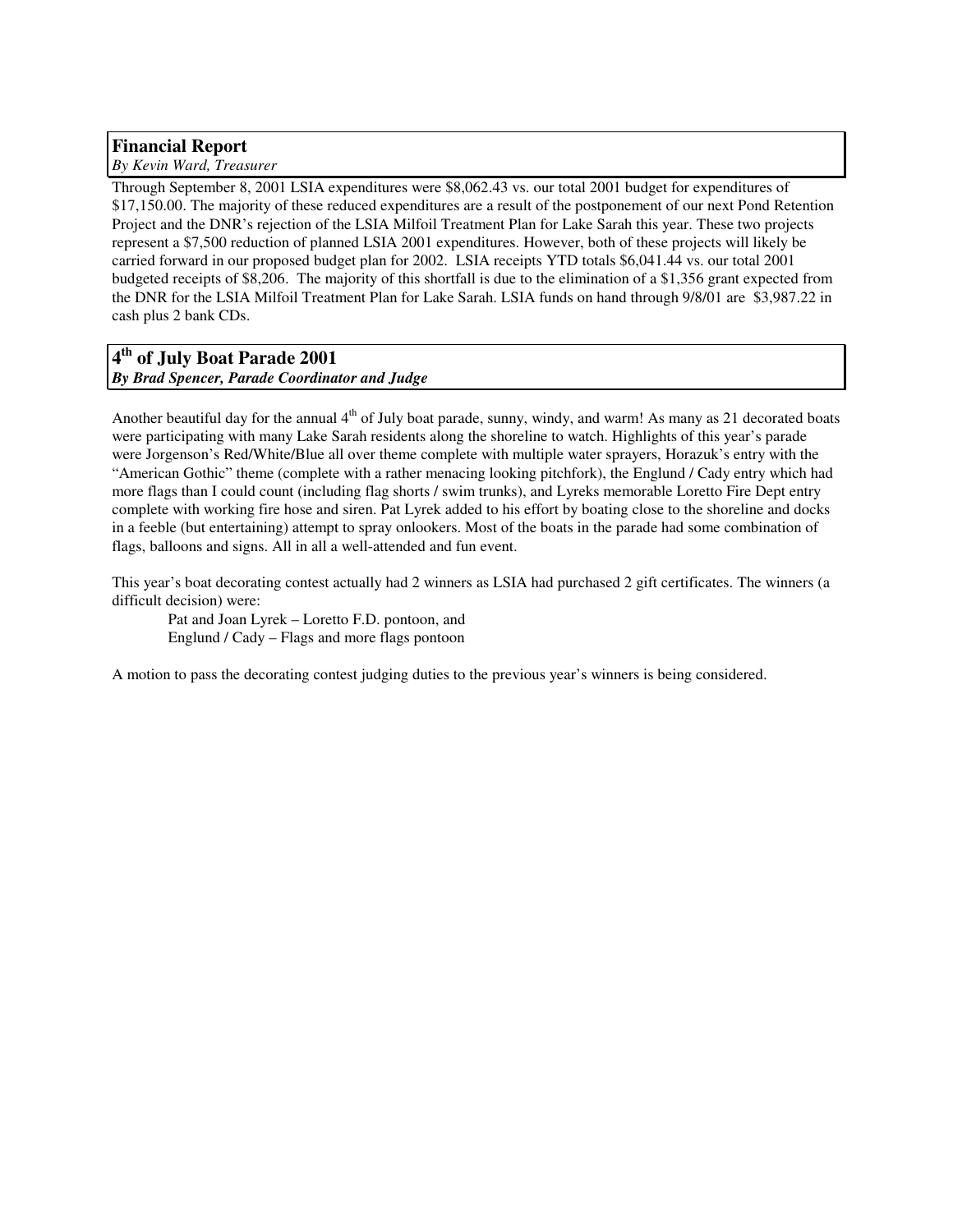## Financial Report

*By Kevin Ward, Treasurer*

Through September 8, 2001 LSIA expenditures were $8,062.43 vs. our total 2001 budget for expenditures of $17,150.00. The majority of these reduced expenditures are a result of the postponement of our next Pond Retention Project and the DNR's rejection of the LSIA Milfoil Treatment Plan for Lake Sarah this year. These two projects represent a $7,500 reduction of planned LSIA 2001 expenditures. However, both of these projects will likely be carried forward in our proposed budget plan for 2002. LSIA receipts YTD totals $6,041.44 vs. our total 2001 budgeted receipts of $8,206. The majority of this shortfall is due to the elimination of a $1,356 grant expected from the DNR for the LSIA Milfoil Treatment Plan for Lake Sarah. LSIA funds on hand through 9/8/01 are $3,987.22 in cash plus 2 bank CDs.

## 4th of July Boat Parade 2001

***By Brad Spencer, Parade Coordinator and Judge***

Another beautiful day for the annual 4th of July boat parade, sunny, windy, and warm! As many as 21 decorated boats were participating with many Lake Sarah residents along the shoreline to watch. Highlights of this year's parade were Jorgenson's Red/White/Blue all over theme complete with multiple water sprayers, Horazuk's entry with the "American Gothic" theme (complete with a rather menacing looking pitchfork), the Englund / Cady entry which had more flags than I could count (including flag shorts / swim trunks), and Lyreks memorable Loretto Fire Dept entry complete with working fire hose and siren. Pat Lyrek added to his effort by boating close to the shoreline and docks in a feeble (but entertaining) attempt to spray onlookers. Most of the boats in the parade had some combination of flags, balloons and signs. All in all a well-attended and fun event.

This year's boat decorating contest actually had 2 winners as LSIA had purchased 2 gift certificates. The winners (a difficult decision) were:

Pat and Joan Lyrek – Loretto F.D. pontoon, and
Englund / Cady – Flags and more flags pontoon

A motion to pass the decorating contest judging duties to the previous year's winners is being considered.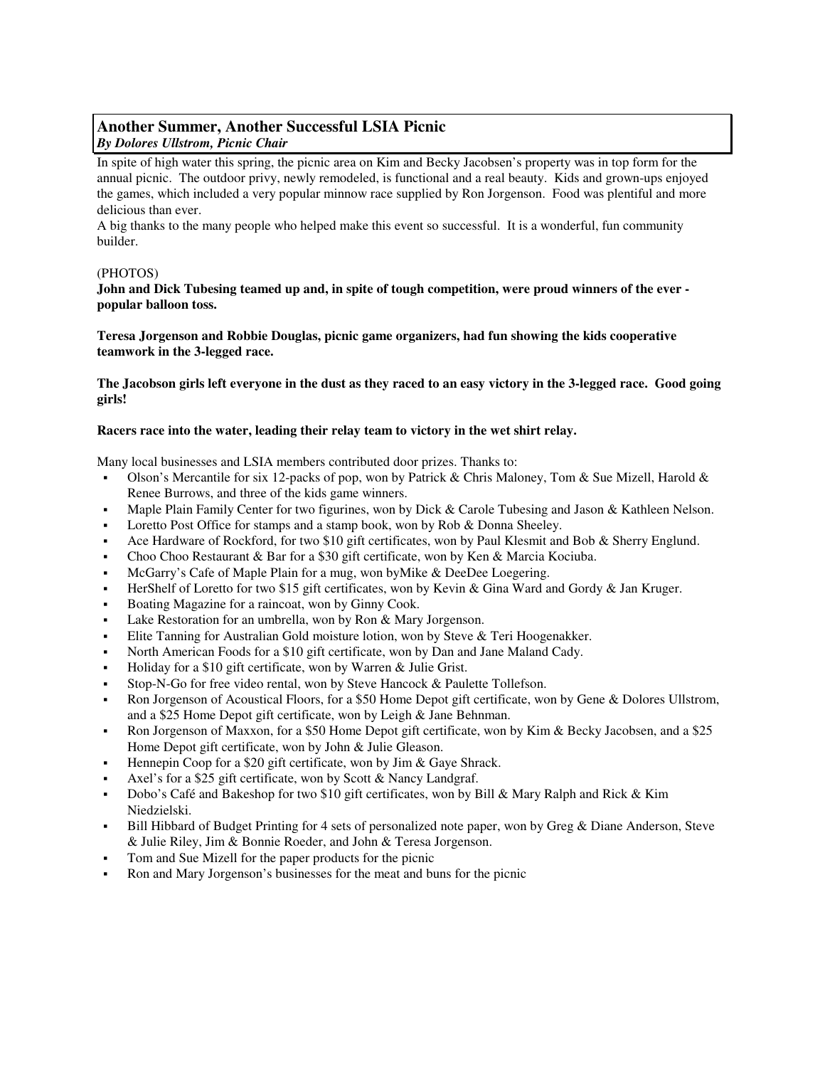## Another Summer, Another Successful LSIA Picnic

***By Dolores Ullstrom, Picnic Chair***

In spite of high water this spring, the picnic area on Kim and Becky Jacobsen's property was in top form for the annual picnic. The outdoor privy, newly remodeled, is functional and a real beauty. Kids and grown-ups enjoyed the games, which included a very popular minnow race supplied by Ron Jorgenson. Food was plentiful and more delicious than ever.

A big thanks to the many people who helped make this event so successful. It is a wonderful, fun community builder.

(PHOTOS)

**John and Dick Tubesing teamed up and, in spite of tough competition, were proud winners of the ever - popular balloon toss.**

**Teresa Jorgenson and Robbie Douglas, picnic game organizers, had fun showing the kids cooperative teamwork in the 3-legged race.**

**The Jacobson girls left everyone in the dust as they raced to an easy victory in the 3-legged race. Good going girls!**

**Racers race into the water, leading their relay team to victory in the wet shirt relay.**

Many local businesses and LSIA members contributed door prizes. Thanks to:

- Olson's Mercantile for six 12-packs of pop, won by Patrick & Chris Maloney, Tom & Sue Mizell, Harold & Renee Burrows, and three of the kids game winners.
- Maple Plain Family Center for two figurines, won by Dick & Carole Tubesing and Jason & Kathleen Nelson.
- Loretto Post Office for stamps and a stamp book, won by Rob & Donna Sheeley.
- Ace Hardware of Rockford, for two $10 gift certificates, won by Paul Klesmit and Bob & Sherry Englund.
- Choo Choo Restaurant & Bar for a $30 gift certificate, won by Ken & Marcia Kociuba.
- McGarry's Cafe of Maple Plain for a mug, won byMike & DeeDee Loegering.
- HerShelf of Loretto for two $15 gift certificates, won by Kevin & Gina Ward and Gordy & Jan Kruger.
- Boating Magazine for a raincoat, won by Ginny Cook.
- Lake Restoration for an umbrella, won by Ron & Mary Jorgenson.
- Elite Tanning for Australian Gold moisture lotion, won by Steve & Teri Hoogenakker.
- North American Foods for a $10 gift certificate, won by Dan and Jane Maland Cady.
- Holiday for a $10 gift certificate, won by Warren & Julie Grist.
- Stop-N-Go for free video rental, won by Steve Hancock & Paulette Tollefson.
- Ron Jorgenson of Acoustical Floors, for a $50 Home Depot gift certificate, won by Gene & Dolores Ullstrom, and a $25 Home Depot gift certificate, won by Leigh & Jane Behnman.
- Ron Jorgenson of Maxxon, for a $50 Home Depot gift certificate, won by Kim & Becky Jacobsen, and a $25 Home Depot gift certificate, won by John & Julie Gleason.
- Hennepin Coop for a $20 gift certificate, won by Jim & Gaye Shrack.
- Axel's for a $25 gift certificate, won by Scott & Nancy Landgraf.
- Dobo's Café and Bakeshop for two $10 gift certificates, won by Bill & Mary Ralph and Rick & Kim Niedzielski.
- Bill Hibbard of Budget Printing for 4 sets of personalized note paper, won by Greg & Diane Anderson, Steve & Julie Riley, Jim & Bonnie Roeder, and John & Teresa Jorgenson.
- Tom and Sue Mizell for the paper products for the picnic
- Ron and Mary Jorgenson's businesses for the meat and buns for the picnic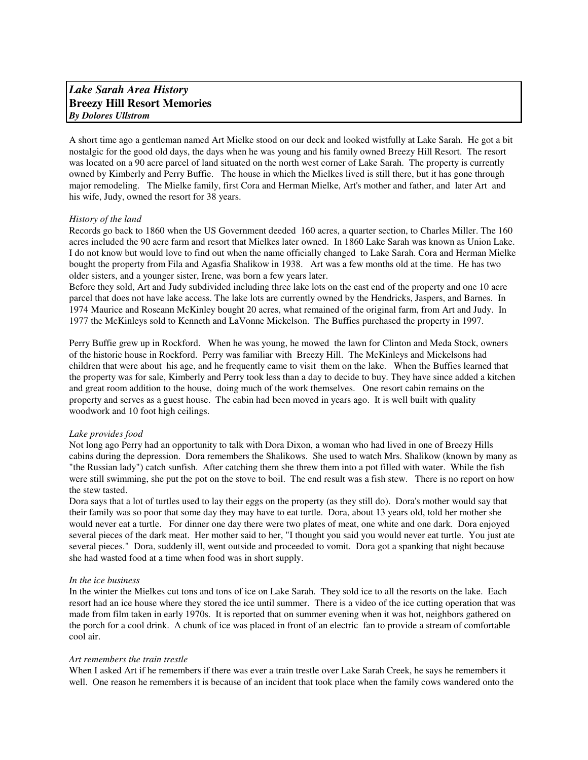***Lake Sarah Area History***
**Breezy Hill Resort Memories**
***By Dolores Ullstrom***

A short time ago a gentleman named Art Mielke stood on our deck and looked wistfully at Lake Sarah. He got a bit nostalgic for the good old days, the days when he was young and his family owned Breezy Hill Resort. The resort was located on a 90 acre parcel of land situated on the north west corner of Lake Sarah. The property is currently owned by Kimberly and Perry Buffie. The house in which the Mielkes lived is still there, but it has gone through major remodeling. The Mielke family, first Cora and Herman Mielke, Art's mother and father, and later Art and his wife, Judy, owned the resort for 38 years.

*History of the land*

Records go back to 1860 when the US Government deeded 160 acres, a quarter section, to Charles Miller. The 160 acres included the 90 acre farm and resort that Mielkes later owned. In 1860 Lake Sarah was known as Union Lake. I do not know but would love to find out when the name officially changed to Lake Sarah. Cora and Herman Mielke bought the property from Fila and Agasfia Shalikow in 1938. Art was a few months old at the time. He has two older sisters, and a younger sister, Irene, was born a few years later.

Before they sold, Art and Judy subdivided including three lake lots on the east end of the property and one 10 acre parcel that does not have lake access. The lake lots are currently owned by the Hendricks, Jaspers, and Barnes. In 1974 Maurice and Roseann McKinley bought 20 acres, what remained of the original farm, from Art and Judy. In 1977 the McKinleys sold to Kenneth and LaVonne Mickelson. The Buffies purchased the property in 1997.

Perry Buffie grew up in Rockford. When he was young, he mowed the lawn for Clinton and Meda Stock, owners of the historic house in Rockford. Perry was familiar with Breezy Hill. The McKinleys and Mickelsons had children that were about his age, and he frequently came to visit them on the lake. When the Buffies learned that the property was for sale, Kimberly and Perry took less than a day to decide to buy. They have since added a kitchen and great room addition to the house, doing much of the work themselves. One resort cabin remains on the property and serves as a guest house. The cabin had been moved in years ago. It is well built with quality woodwork and 10 foot high ceilings.

*Lake provides food*

Not long ago Perry had an opportunity to talk with Dora Dixon, a woman who had lived in one of Breezy Hills cabins during the depression. Dora remembers the Shalikows. She used to watch Mrs. Shalikow (known by many as "the Russian lady") catch sunfish. After catching them she threw them into a pot filled with water. While the fish were still swimming, she put the pot on the stove to boil. The end result was a fish stew. There is no report on how the stew tasted.

Dora says that a lot of turtles used to lay their eggs on the property (as they still do). Dora's mother would say that their family was so poor that some day they may have to eat turtle. Dora, about 13 years old, told her mother she would never eat a turtle. For dinner one day there were two plates of meat, one white and one dark. Dora enjoyed several pieces of the dark meat. Her mother said to her, "I thought you said you would never eat turtle. You just ate several pieces." Dora, suddenly ill, went outside and proceeded to vomit. Dora got a spanking that night because she had wasted food at a time when food was in short supply.

*In the ice business*

In the winter the Mielkes cut tons and tons of ice on Lake Sarah. They sold ice to all the resorts on the lake. Each resort had an ice house where they stored the ice until summer. There is a video of the ice cutting operation that was made from film taken in early 1970s. It is reported that on summer evening when it was hot, neighbors gathered on the porch for a cool drink. A chunk of ice was placed in front of an electric fan to provide a stream of comfortable cool air.

*Art remembers the train trestle*

When I asked Art if he remembers if there was ever a train trestle over Lake Sarah Creek, he says he remembers it well. One reason he remembers it is because of an incident that took place when the family cows wandered onto the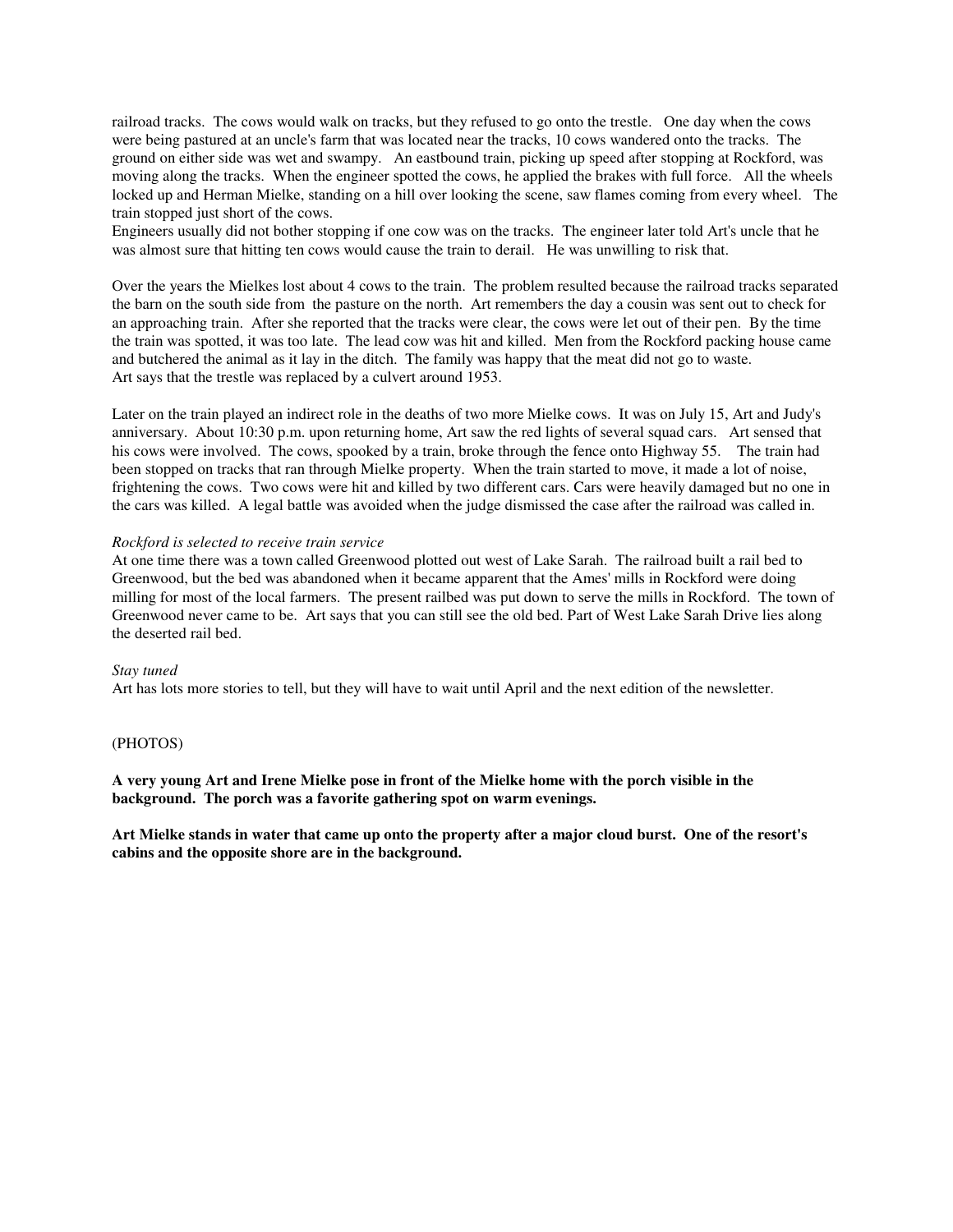railroad tracks. The cows would walk on tracks, but they refused to go onto the trestle. One day when the cows were being pastured at an uncle's farm that was located near the tracks, 10 cows wandered onto the tracks. The ground on either side was wet and swampy. An eastbound train, picking up speed after stopping at Rockford, was moving along the tracks. When the engineer spotted the cows, he applied the brakes with full force. All the wheels locked up and Herman Mielke, standing on a hill over looking the scene, saw flames coming from every wheel. The train stopped just short of the cows.

Engineers usually did not bother stopping if one cow was on the tracks. The engineer later told Art's uncle that he was almost sure that hitting ten cows would cause the train to derail. He was unwilling to risk that.

Over the years the Mielkes lost about 4 cows to the train. The problem resulted because the railroad tracks separated the barn on the south side from the pasture on the north. Art remembers the day a cousin was sent out to check for an approaching train. After she reported that the tracks were clear, the cows were let out of their pen. By the time the train was spotted, it was too late. The lead cow was hit and killed. Men from the Rockford packing house came and butchered the animal as it lay in the ditch. The family was happy that the meat did not go to waste.

Art says that the trestle was replaced by a culvert around 1953.

Later on the train played an indirect role in the deaths of two more Mielke cows. It was on July 15, Art and Judy's anniversary. About 10:30 p.m. upon returning home, Art saw the red lights of several squad cars. Art sensed that his cows were involved. The cows, spooked by a train, broke through the fence onto Highway 55. The train had been stopped on tracks that ran through Mielke property. When the train started to move, it made a lot of noise, frightening the cows. Two cows were hit and killed by two different cars. Cars were heavily damaged but no one in the cars was killed. A legal battle was avoided when the judge dismissed the case after the railroad was called in.

*Rockford is selected to receive train service*

At one time there was a town called Greenwood plotted out west of Lake Sarah. The railroad built a rail bed to Greenwood, but the bed was abandoned when it became apparent that the Ames' mills in Rockford were doing milling for most of the local farmers. The present railbed was put down to serve the mills in Rockford. The town of Greenwood never came to be. Art says that you can still see the old bed. Part of West Lake Sarah Drive lies along the deserted rail bed.

*Stay tuned*

Art has lots more stories to tell, but they will have to wait until April and the next edition of the newsletter.

(PHOTOS)

**A very young Art and Irene Mielke pose in front of the Mielke home with the porch visible in the background. The porch was a favorite gathering spot on warm evenings.**

**Art Mielke stands in water that came up onto the property after a major cloud burst. One of the resort's cabins and the opposite shore are in the background.**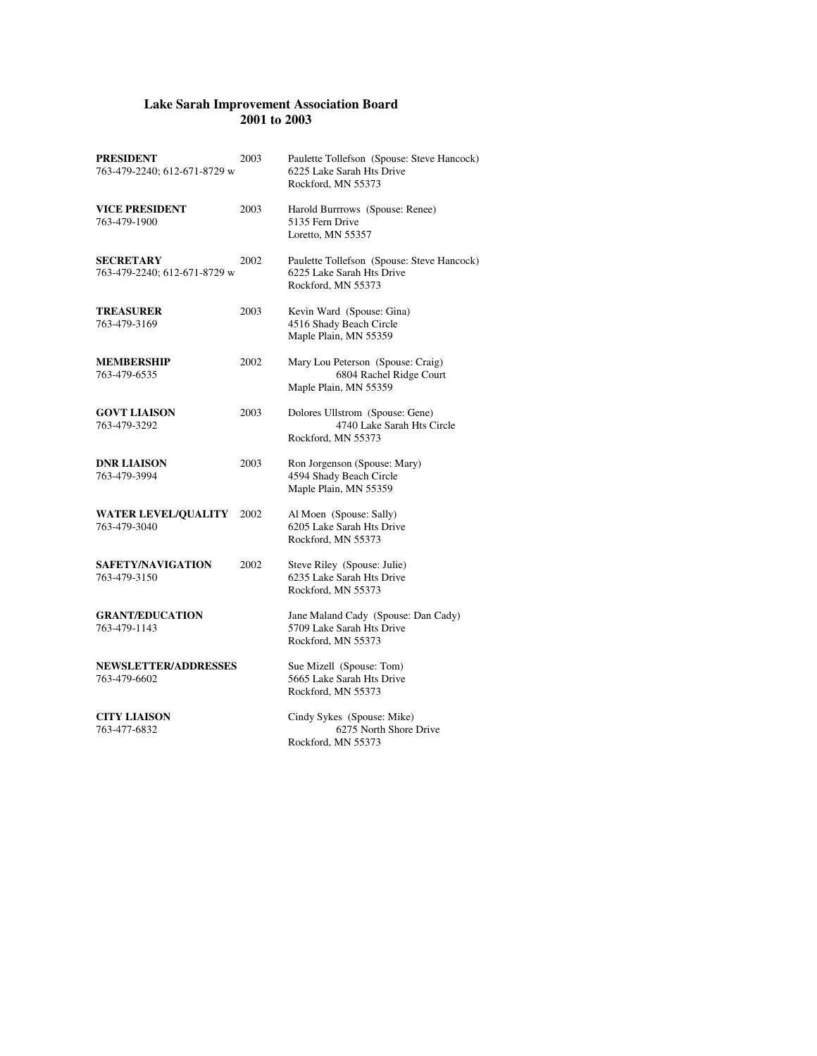## Lake Sarah Improvement Association Board
## 2001 to 2003

**PRESIDENT** 2003
763-479-2240; 612-671-8729 w

Paulette Tollefson (Spouse: Steve Hancock)
6225 Lake Sarah Hts Drive
Rockford, MN 55373

**VICE PRESIDENT** 2003
763-479-1900

Harold Burrrows (Spouse: Renee)
5135 Fern Drive
Loretto, MN 55357

**SECRETARY** 2002
763-479-2240; 612-671-8729 w

Paulette Tollefson (Spouse: Steve Hancock)
6225 Lake Sarah Hts Drive
Rockford, MN 55373

**TREASURER** 2003
763-479-3169

Kevin Ward (Spouse: Gina)
4516 Shady Beach Circle
Maple Plain, MN 55359

**MEMBERSHIP** 2002
763-479-6535

Mary Lou Peterson (Spouse: Craig)
6804 Rachel Ridge Court
Maple Plain, MN 55359

**GOVT LIAISON** 2003
763-479-3292

Dolores Ullstrom (Spouse: Gene)
4740 Lake Sarah Hts Circle
Rockford, MN 55373

**DNR LIAISON** 2003
763-479-3994

Ron Jorgenson (Spouse: Mary)
4594 Shady Beach Circle
Maple Plain, MN 55359

**WATER LEVEL/QUALITY** 2002
763-479-3040

Al Moen (Spouse: Sally)
6205 Lake Sarah Hts Drive
Rockford, MN 55373

**SAFETY/NAVIGATION** 2002
763-479-3150

Steve Riley (Spouse: Julie)
6235 Lake Sarah Hts Drive
Rockford, MN 55373

**GRANT/EDUCATION**
763-479-1143

Jane Maland Cady (Spouse: Dan Cady)
5709 Lake Sarah Hts Drive
Rockford, MN 55373

**NEWSLETTER/ADDRESSES**
763-479-6602

Sue Mizell (Spouse: Tom)
5665 Lake Sarah Hts Drive
Rockford, MN 55373

**CITY LIAISON**
763-477-6832

Cindy Sykes (Spouse: Mike)
6275 North Shore Drive
Rockford, MN 55373